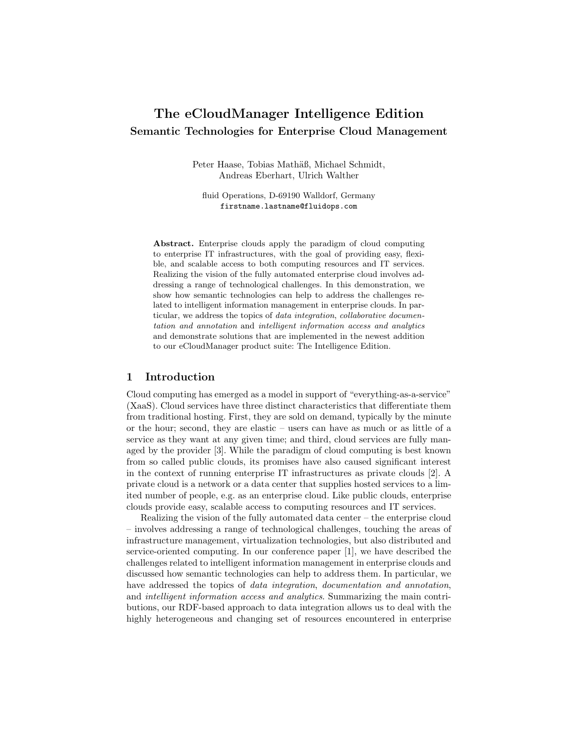# The eCloudManager Intelligence Edition

## Semantic Technologies for Enterprise Cloud Management

Peter Haase, Tobias Mathäß, Michael Schmidt,
Andreas Eberhart, Ulrich Walther

fluid Operations, D-69190 Walldorf, Germany
firstname.lastname@fluidops.com

**Abstract.** Enterprise clouds apply the paradigm of cloud computing to enterprise IT infrastructures, with the goal of providing easy, flexible, and scalable access to both computing resources and IT services. Realizing the vision of the fully automated enterprise cloud involves addressing a range of technological challenges. In this demonstration, we show how semantic technologies can help to address the challenges related to intelligent information management in enterprise clouds. In particular, we address the topics of *data integration*, *collaborative documentation and annotation* and *intelligent information access and analytics* and demonstrate solutions that are implemented in the newest addition to our eCloudManager product suite: The Intelligence Edition.

## 1 Introduction

Cloud computing has emerged as a model in support of "everything-as-a-service" (XaaS). Cloud services have three distinct characteristics that differentiate them from traditional hosting. First, they are sold on demand, typically by the minute or the hour; second, they are elastic – users can have as much or as little of a service as they want at any given time; and third, cloud services are fully managed by the provider [3]. While the paradigm of cloud computing is best known from so called public clouds, its promises have also caused significant interest in the context of running enterprise IT infrastructures as private clouds [2]. A private cloud is a network or a data center that supplies hosted services to a limited number of people, e.g. as an enterprise cloud. Like public clouds, enterprise clouds provide easy, scalable access to computing resources and IT services.

Realizing the vision of the fully automated data center – the enterprise cloud – involves addressing a range of technological challenges, touching the areas of infrastructure management, virtualization technologies, but also distributed and service-oriented computing. In our conference paper [1], we have described the challenges related to intelligent information management in enterprise clouds and discussed how semantic technologies can help to address them. In particular, we have addressed the topics of *data integration*, *documentation and annotation*, and *intelligent information access and analytics*. Summarizing the main contributions, our RDF-based approach to data integration allows us to deal with the highly heterogeneous and changing set of resources encountered in enterprise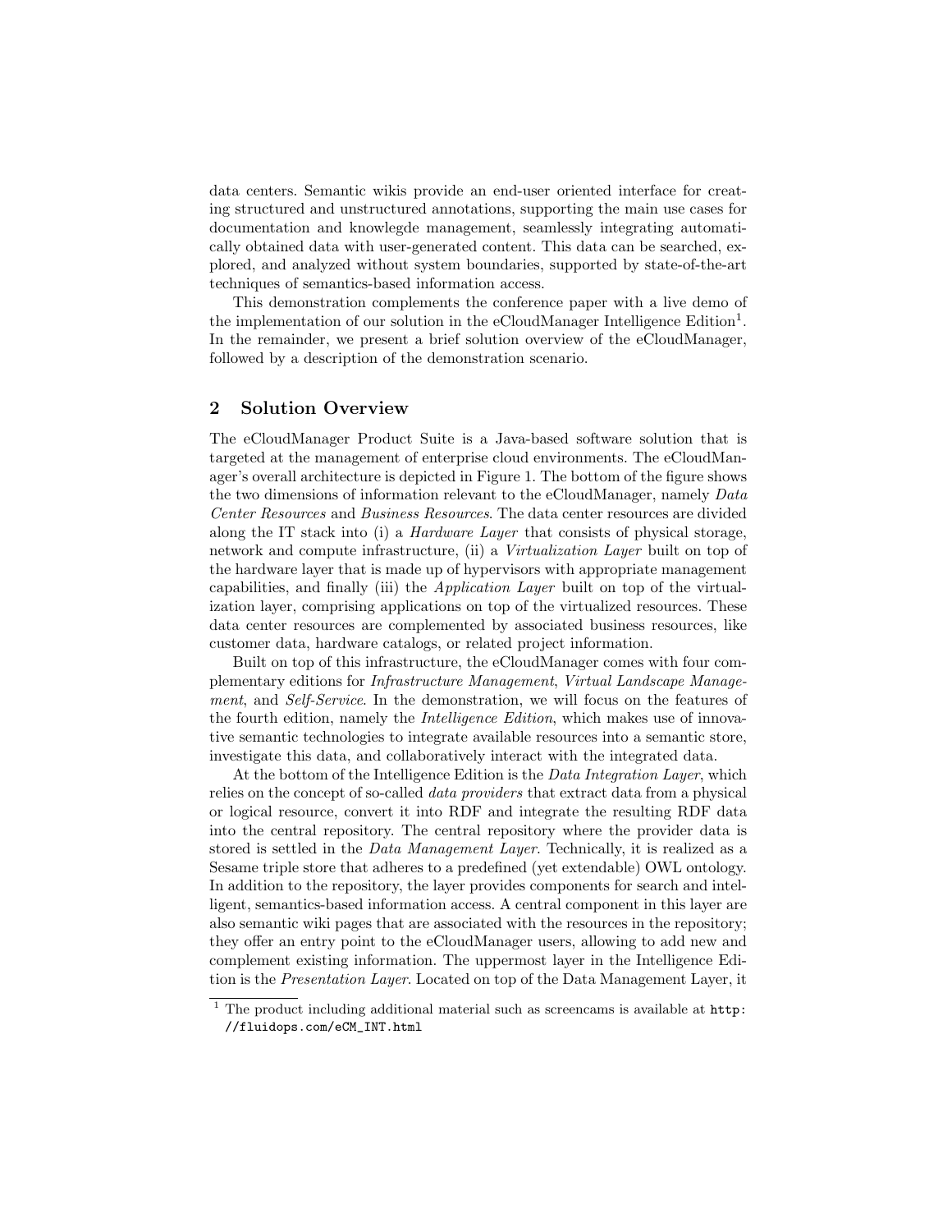data centers. Semantic wikis provide an end-user oriented interface for creating structured and unstructured annotations, supporting the main use cases for documentation and knowlegde management, seamlessly integrating automatically obtained data with user-generated content. This data can be searched, explored, and analyzed without system boundaries, supported by state-of-the-art techniques of semantics-based information access.

This demonstration complements the conference paper with a live demo of the implementation of our solution in the eCloudManager Intelligence Edition[1]. In the remainder, we present a brief solution overview of the eCloudManager, followed by a description of the demonstration scenario.

## 2 Solution Overview

The eCloudManager Product Suite is a Java-based software solution that is targeted at the management of enterprise cloud environments. The eCloudManager's overall architecture is depicted in Figure 1. The bottom of the figure shows the two dimensions of information relevant to the eCloudManager, namely *Data Center Resources* and *Business Resources*. The data center resources are divided along the IT stack into (i) a *Hardware Layer* that consists of physical storage, network and compute infrastructure, (ii) a *Virtualization Layer* built on top of the hardware layer that is made up of hypervisors with appropriate management capabilities, and finally (iii) the *Application Layer* built on top of the virtualization layer, comprising applications on top of the virtualized resources. These data center resources are complemented by associated business resources, like customer data, hardware catalogs, or related project information.

Built on top of this infrastructure, the eCloudManager comes with four complementary editions for *Infrastructure Management*, *Virtual Landscape Management*, and *Self-Service*. In the demonstration, we will focus on the features of the fourth edition, namely the *Intelligence Edition*, which makes use of innovative semantic technologies to integrate available resources into a semantic store, investigate this data, and collaboratively interact with the integrated data.

At the bottom of the Intelligence Edition is the *Data Integration Layer*, which relies on the concept of so-called *data providers* that extract data from a physical or logical resource, convert it into RDF and integrate the resulting RDF data into the central repository. The central repository where the provider data is stored is settled in the *Data Management Layer*. Technically, it is realized as a Sesame triple store that adheres to a predefined (yet extendable) OWL ontology. In addition to the repository, the layer provides components for search and intelligent, semantics-based information access. A central component in this layer are also semantic wiki pages that are associated with the resources in the repository; they offer an entry point to the eCloudManager users, allowing to add new and complement existing information. The uppermost layer in the Intelligence Edition is the *Presentation Layer*. Located on top of the Data Management Layer, it

[1] The product including additional material such as screencams is available at `http://fluidops.com/eCM_INT.html`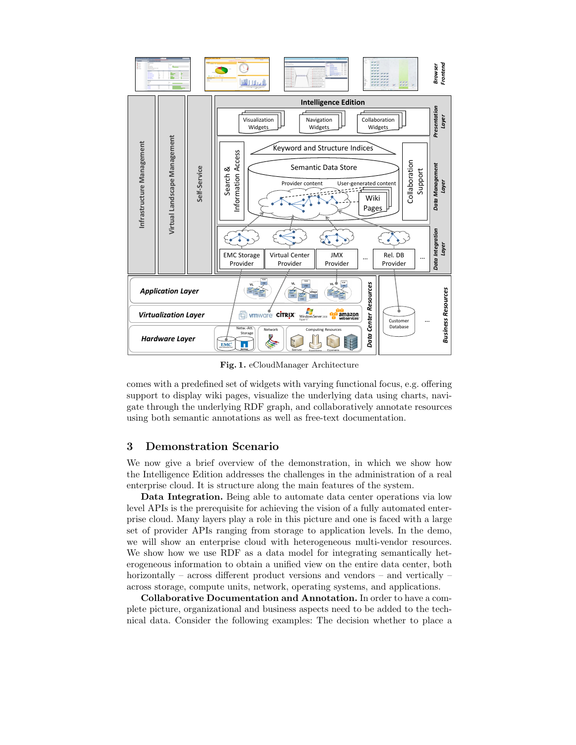Fig. 1. eCloudManager Architecture

comes with a predefined set of widgets with varying functional focus, e.g. offering support to display wiki pages, visualize the underlying data using charts, navigate through the underlying RDF graph, and collaboratively annotate resources using both semantic annotations as well as free-text documentation.

## 3 Demonstration Scenario

We now give a brief overview of the demonstration, in which we show how the Intelligence Edition addresses the challenges in the administration of a real enterprise cloud. It is structure along the main features of the system.

**Data Integration.** Being able to automate data center operations via low level APIs is the prerequisite for achieving the vision of a fully automated enterprise cloud. Many layers play a role in this picture and one is faced with a large set of provider APIs ranging from storage to application levels. In the demo, we will show an enterprise cloud with heterogeneous multi-vendor resources. We show how we use RDF as a data model for integrating semantically heterogeneous information to obtain a unified view on the entire data center, both horizontally – across different product versions and vendors – and vertically – across storage, compute units, network, operating systems, and applications.

**Collaborative Documentation and Annotation.** In order to have a complete picture, organizational and business aspects need to be added to the technical data. Consider the following examples: The decision whether to place a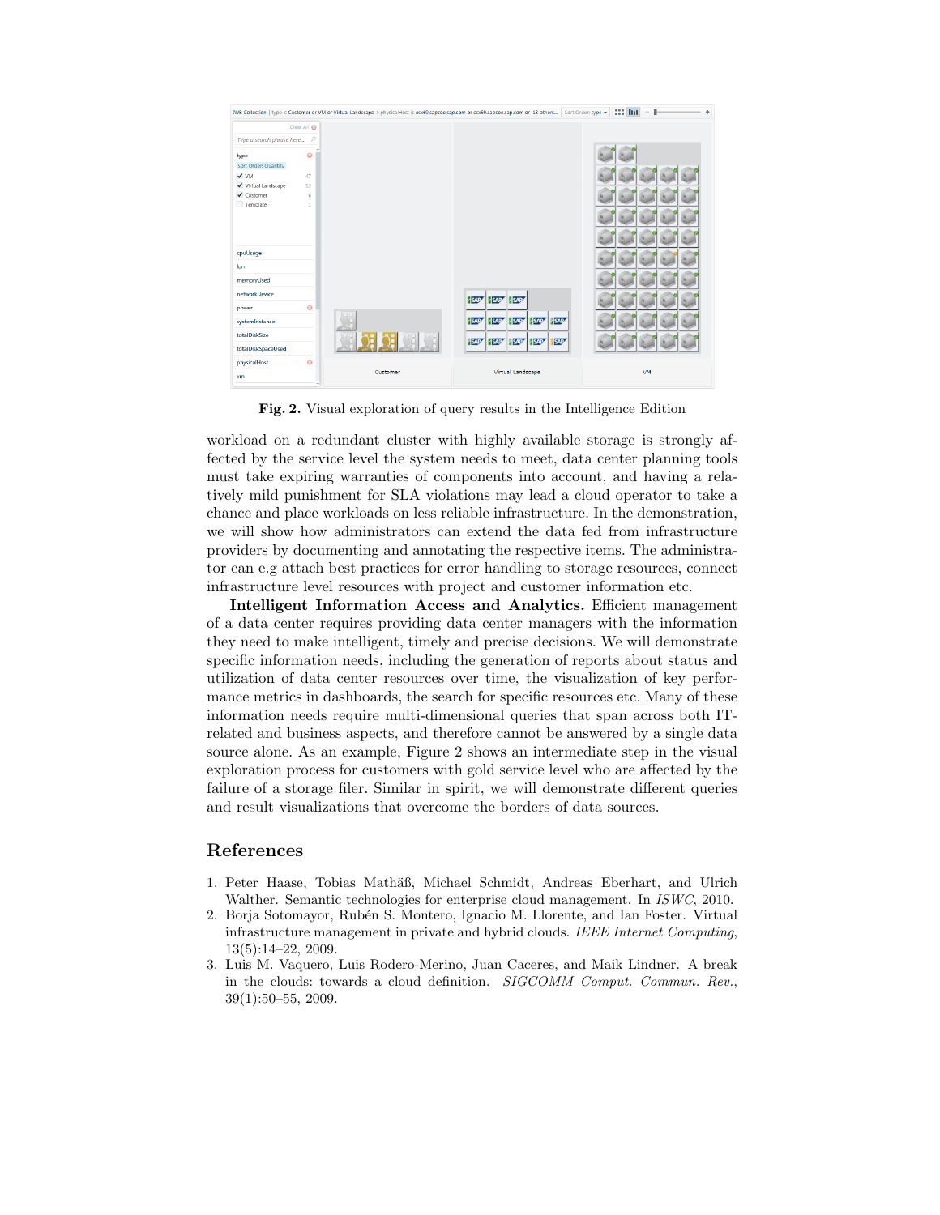**Fig. 2.** Visual exploration of query results in the Intelligence Edition

workload on a redundant cluster with highly available storage is strongly affected by the service level the system needs to meet, data center planning tools must take expiring warranties of components into account, and having a relatively mild punishment for SLA violations may lead a cloud operator to take a chance and place workloads on less reliable infrastructure. In the demonstration, we will show how administrators can extend the data fed from infrastructure providers by documenting and annotating the respective items. The administrator can e.g attach best practices for error handling to storage resources, connect infrastructure level resources with project and customer information etc.

**Intelligent Information Access and Analytics.** Efficient management of a data center requires providing data center managers with the information they need to make intelligent, timely and precise decisions. We will demonstrate specific information needs, including the generation of reports about status and utilization of data center resources over time, the visualization of key performance metrics in dashboards, the search for specific resources etc. Many of these information needs require multi-dimensional queries that span across both IT-related and business aspects, and therefore cannot be answered by a single data source alone. As an example, Figure 2 shows an intermediate step in the visual exploration process for customers with gold service level who are affected by the failure of a storage filer. Similar in spirit, we will demonstrate different queries and result visualizations that overcome the borders of data sources.

## References

1. Peter Haase, Tobias Mathäß, Michael Schmidt, Andreas Eberhart, and Ulrich Walther. Semantic technologies for enterprise cloud management. In *ISWC*, 2010.
2. Borja Sotomayor, Rubén S. Montero, Ignacio M. Llorente, and Ian Foster. Virtual infrastructure management in private and hybrid clouds. *IEEE Internet Computing*, 13(5):14–22, 2009.
3. Luis M. Vaquero, Luis Rodero-Merino, Juan Caceres, and Maik Lindner. A break in the clouds: towards a cloud definition. *SIGCOMM Comput. Commun. Rev.*, 39(1):50–55, 2009.